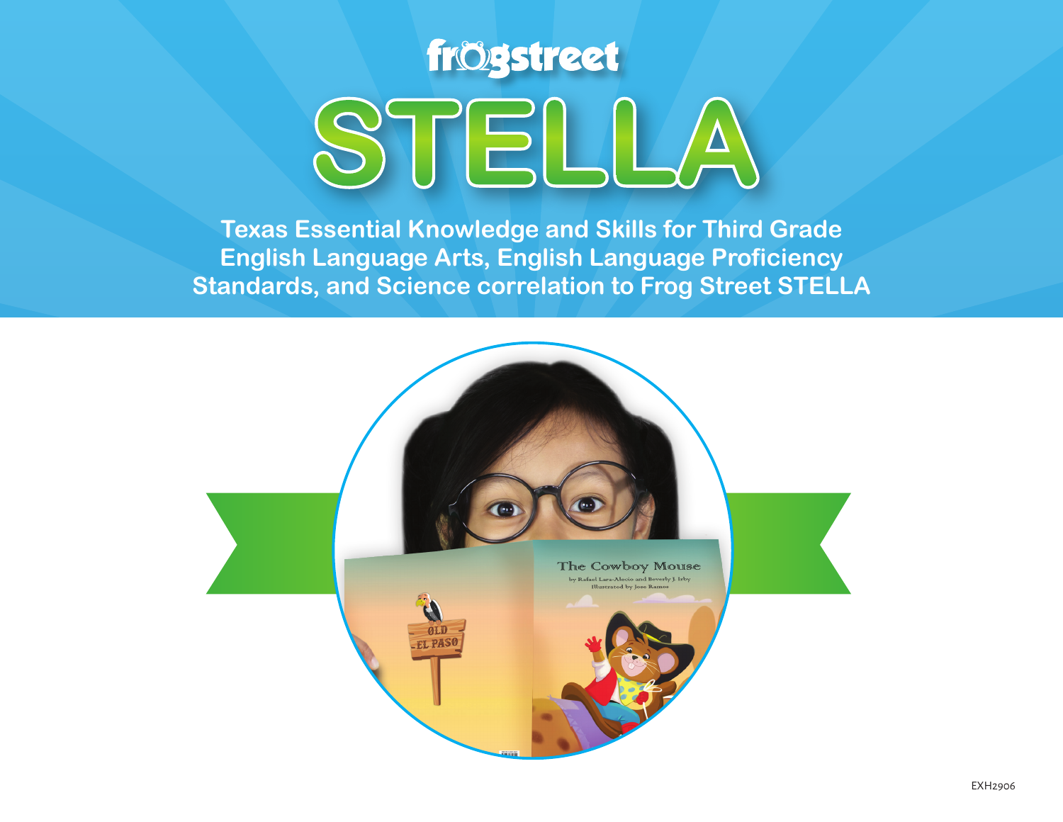frogstreet

# STELLA

**Texas Essential Knowledge and Skills for Third Grade English Language Arts, English Language Proficiency Standards, and Science correlation to Frog Street STELLA**

EXH2906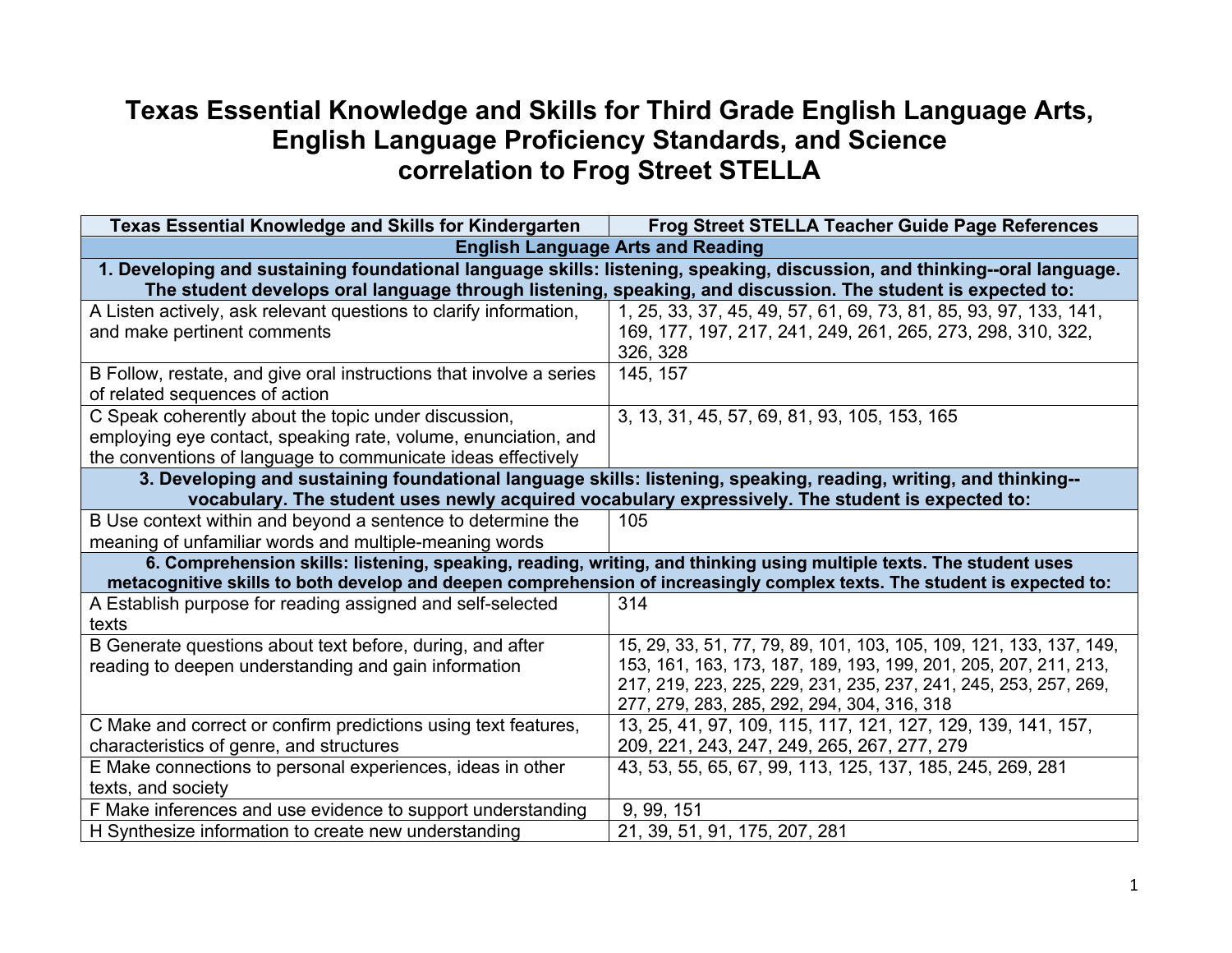# Texas Essential Knowledge and Skills for Third Grade English Language Arts, English Language Proficiency Standards, and Science correlation to Frog Street STELLA

| Texas Essential Knowledge and Skills for Kindergarten | Frog Street STELLA Teacher Guide Page References |
|---|---|
| **English Language Arts and Reading** | |
| **1. Developing and sustaining foundational language skills: listening, speaking, discussion, and thinking--oral language. The student develops oral language through listening, speaking, and discussion. The student is expected to:** | |
| A Listen actively, ask relevant questions to clarify information, and make pertinent comments | 1, 25, 33, 37, 45, 49, 57, 61, 69, 73, 81, 85, 93, 97, 133, 141, 169, 177, 197, 217, 241, 249, 261, 265, 273, 298, 310, 322, 326, 328 |
| B Follow, restate, and give oral instructions that involve a series of related sequences of action | 145, 157 |
| C Speak coherently about the topic under discussion, employing eye contact, speaking rate, volume, enunciation, and the conventions of language to communicate ideas effectively | 3, 13, 31, 45, 57, 69, 81, 93, 105, 153, 165 |
| **3. Developing and sustaining foundational language skills: listening, speaking, reading, writing, and thinking--vocabulary. The student uses newly acquired vocabulary expressively. The student is expected to:** | |
| B Use context within and beyond a sentence to determine the meaning of unfamiliar words and multiple-meaning words | 105 |
| **6. Comprehension skills: listening, speaking, reading, writing, and thinking using multiple texts. The student uses metacognitive skills to both develop and deepen comprehension of increasingly complex texts. The student is expected to:** | |
| A Establish purpose for reading assigned and self-selected texts | 314 |
| B Generate questions about text before, during, and after reading to deepen understanding and gain information | 15, 29, 33, 51, 77, 79, 89, 101, 103, 105, 109, 121, 133, 137, 149, 153, 161, 163, 173, 187, 189, 193, 199, 201, 205, 207, 211, 213, 217, 219, 223, 225, 229, 231, 235, 237, 241, 245, 253, 257, 269, 277, 279, 283, 285, 292, 294, 304, 316, 318 |
| C Make and correct or confirm predictions using text features, characteristics of genre, and structures | 13, 25, 41, 97, 109, 115, 117, 121, 127, 129, 139, 141, 157, 209, 221, 243, 247, 249, 265, 267, 277, 279 |
| E Make connections to personal experiences, ideas in other texts, and society | 43, 53, 55, 65, 67, 99, 113, 125, 137, 185, 245, 269, 281 |
| F Make inferences and use evidence to support understanding | 9, 99, 151 |
| H Synthesize information to create new understanding | 21, 39, 51, 91, 175, 207, 281 |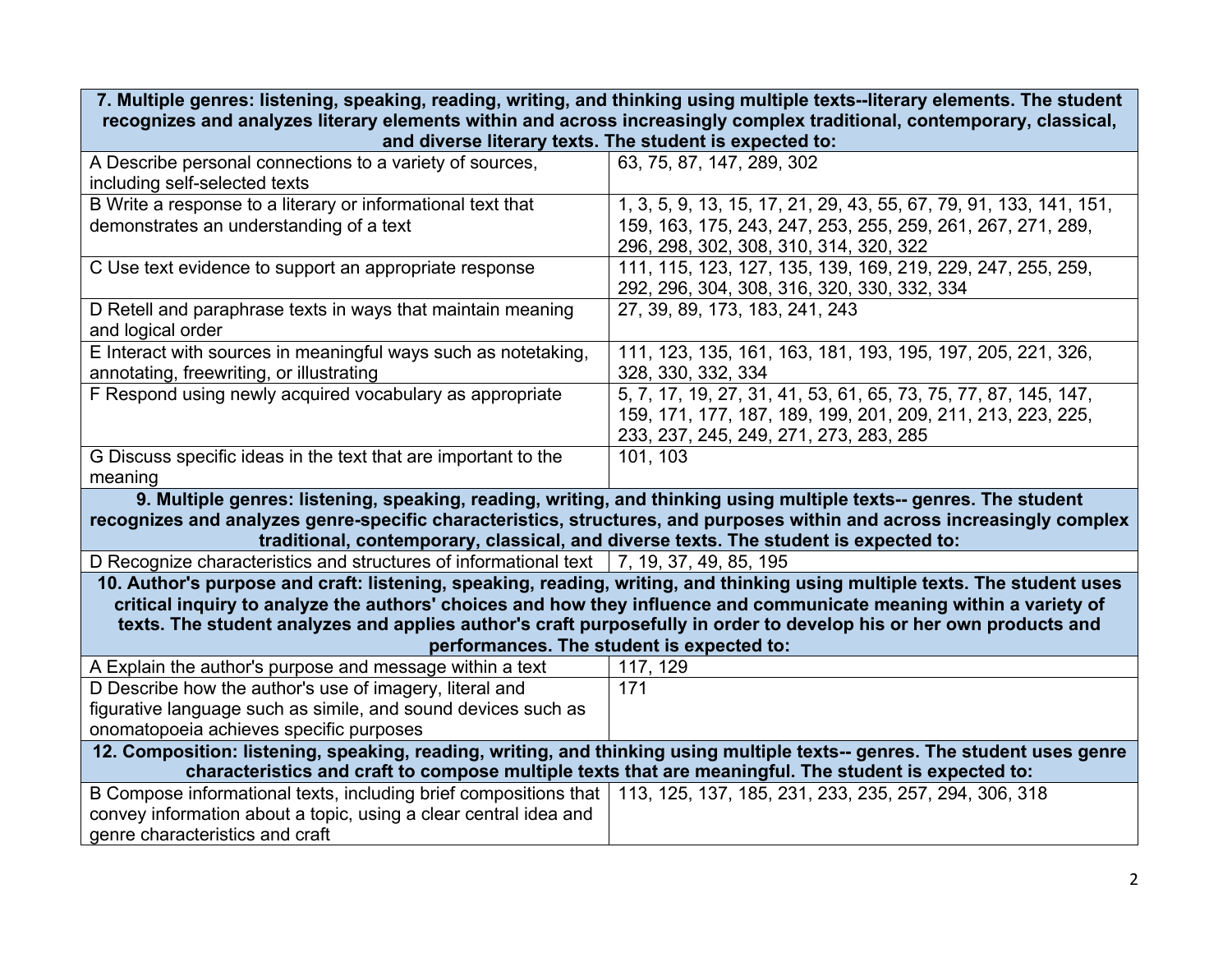| 7. Multiple genres: listening, speaking, reading, writing, and thinking using multiple texts--literary elements. The student recognizes and analyzes literary elements within and across increasingly complex traditional, contemporary, classical, and diverse literary texts. The student is expected to: | |
|---|---|
| A Describe personal connections to a variety of sources, including self-selected texts | 63, 75, 87, 147, 289, 302 |
| B Write a response to a literary or informational text that demonstrates an understanding of a text | 1, 3, 5, 9, 13, 15, 17, 21, 29, 43, 55, 67, 79, 91, 133, 141, 151, 159, 163, 175, 243, 247, 253, 255, 259, 261, 267, 271, 289, 296, 298, 302, 308, 310, 314, 320, 322 |
| C Use text evidence to support an appropriate response | 111, 115, 123, 127, 135, 139, 169, 219, 229, 247, 255, 259, 292, 296, 304, 308, 316, 320, 330, 332, 334 |
| D Retell and paraphrase texts in ways that maintain meaning and logical order | 27, 39, 89, 173, 183, 241, 243 |
| E Interact with sources in meaningful ways such as notetaking, annotating, freewriting, or illustrating | 111, 123, 135, 161, 163, 181, 193, 195, 197, 205, 221, 326, 328, 330, 332, 334 |
| F Respond using newly acquired vocabulary as appropriate | 5, 7, 17, 19, 27, 31, 41, 53, 61, 65, 73, 75, 77, 87, 145, 147, 159, 171, 177, 187, 189, 199, 201, 209, 211, 213, 223, 225, 233, 237, 245, 249, 271, 273, 283, 285 |
| G Discuss specific ideas in the text that are important to the meaning | 101, 103 |
| **9. Multiple genres: listening, speaking, reading, writing, and thinking using multiple texts-- genres. The student recognizes and analyzes genre-specific characteristics, structures, and purposes within and across increasingly complex traditional, contemporary, classical, and diverse texts. The student is expected to:** | |
| D Recognize characteristics and structures of informational text | 7, 19, 37, 49, 85, 195 |
| **10. Author's purpose and craft: listening, speaking, reading, writing, and thinking using multiple texts. The student uses critical inquiry to analyze the authors' choices and how they influence and communicate meaning within a variety of texts. The student analyzes and applies author's craft purposefully in order to develop his or her own products and performances. The student is expected to:** | |
| A Explain the author's purpose and message within a text | 117, 129 |
| D Describe how the author's use of imagery, literal and figurative language such as simile, and sound devices such as onomatopoeia achieves specific purposes | 171 |
| **12. Composition: listening, speaking, reading, writing, and thinking using multiple texts-- genres. The student uses genre characteristics and craft to compose multiple texts that are meaningful. The student is expected to:** | |
| B Compose informational texts, including brief compositions that convey information about a topic, using a clear central idea and genre characteristics and craft | 113, 125, 137, 185, 231, 233, 235, 257, 294, 306, 318 |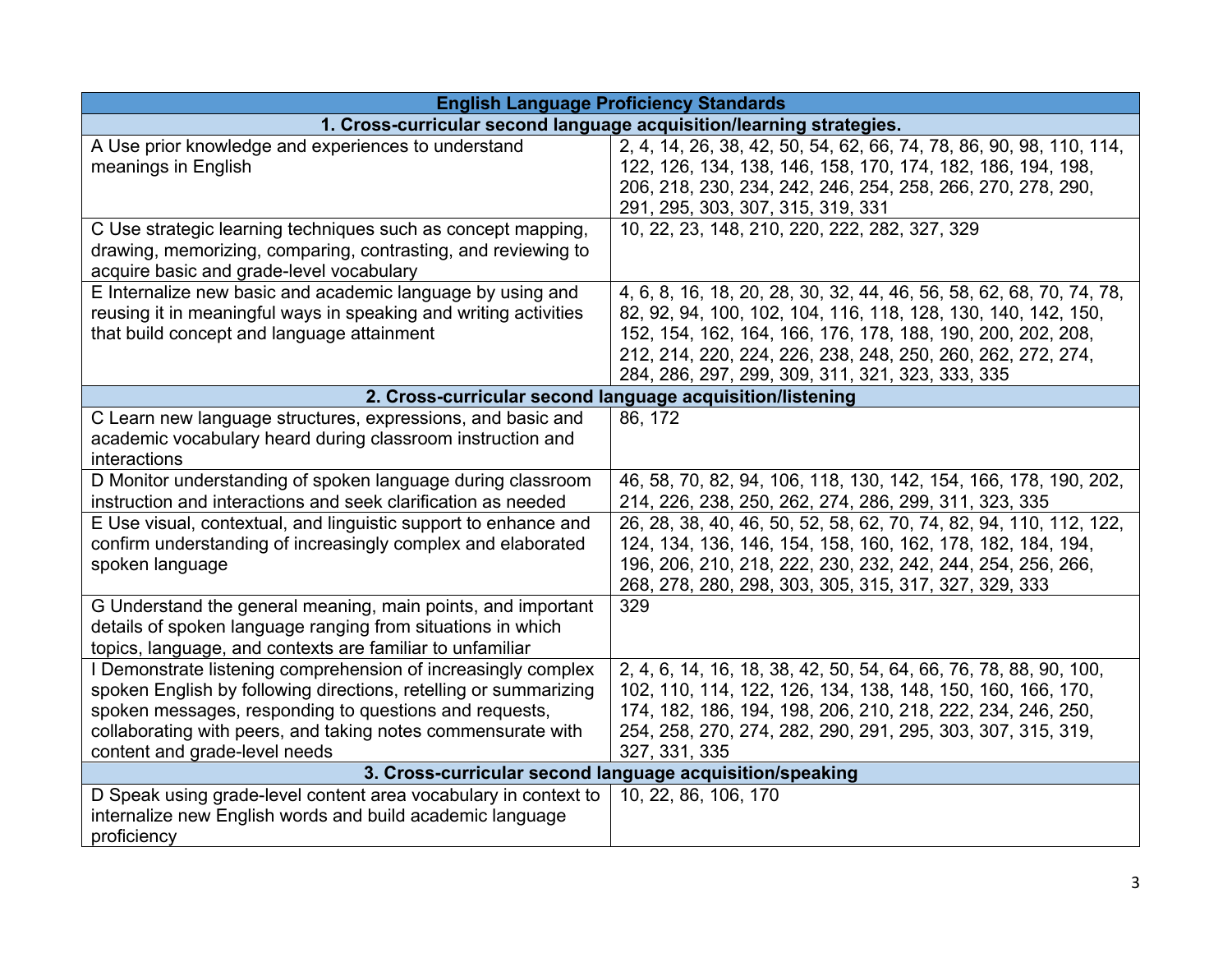| English Language Proficiency Standards | |
|---|---|
| **1. Cross-curricular second language acquisition/learning strategies.** | |
| A Use prior knowledge and experiences to understand meanings in English | 2, 4, 14, 26, 38, 42, 50, 54, 62, 66, 74, 78, 86, 90, 98, 110, 114, 122, 126, 134, 138, 146, 158, 170, 174, 182, 186, 194, 198, 206, 218, 230, 234, 242, 246, 254, 258, 266, 270, 278, 290, 291, 295, 303, 307, 315, 319, 331 |
| C Use strategic learning techniques such as concept mapping, drawing, memorizing, comparing, contrasting, and reviewing to acquire basic and grade-level vocabulary | 10, 22, 23, 148, 210, 220, 222, 282, 327, 329 |
| E Internalize new basic and academic language by using and reusing it in meaningful ways in speaking and writing activities that build concept and language attainment | 4, 6, 8, 16, 18, 20, 28, 30, 32, 44, 46, 56, 58, 62, 68, 70, 74, 78, 82, 92, 94, 100, 102, 104, 116, 118, 128, 130, 140, 142, 150, 152, 154, 162, 164, 166, 176, 178, 188, 190, 200, 202, 208, 212, 214, 220, 224, 226, 238, 248, 250, 260, 262, 272, 274, 284, 286, 297, 299, 309, 311, 321, 323, 333, 335 |
| **2. Cross-curricular second language acquisition/listening** | |
| C Learn new language structures, expressions, and basic and academic vocabulary heard during classroom instruction and interactions | 86, 172 |
| D Monitor understanding of spoken language during classroom instruction and interactions and seek clarification as needed | 46, 58, 70, 82, 94, 106, 118, 130, 142, 154, 166, 178, 190, 202, 214, 226, 238, 250, 262, 274, 286, 299, 311, 323, 335 |
| E Use visual, contextual, and linguistic support to enhance and confirm understanding of increasingly complex and elaborated spoken language | 26, 28, 38, 40, 46, 50, 52, 58, 62, 70, 74, 82, 94, 110, 112, 122, 124, 134, 136, 146, 154, 158, 160, 162, 178, 182, 184, 194, 196, 206, 210, 218, 222, 230, 232, 242, 244, 254, 256, 266, 268, 278, 280, 298, 303, 305, 315, 317, 327, 329, 333 |
| G Understand the general meaning, main points, and important details of spoken language ranging from situations in which topics, language, and contexts are familiar to unfamiliar | 329 |
| I Demonstrate listening comprehension of increasingly complex spoken English by following directions, retelling or summarizing spoken messages, responding to questions and requests, collaborating with peers, and taking notes commensurate with content and grade-level needs | 2, 4, 6, 14, 16, 18, 38, 42, 50, 54, 64, 66, 76, 78, 88, 90, 100, 102, 110, 114, 122, 126, 134, 138, 148, 150, 160, 166, 170, 174, 182, 186, 194, 198, 206, 210, 218, 222, 234, 246, 250, 254, 258, 270, 274, 282, 290, 291, 295, 303, 307, 315, 319, 327, 331, 335 |
| **3. Cross-curricular second language acquisition/speaking** | |
| D Speak using grade-level content area vocabulary in context to internalize new English words and build academic language proficiency | 10, 22, 86, 106, 170 |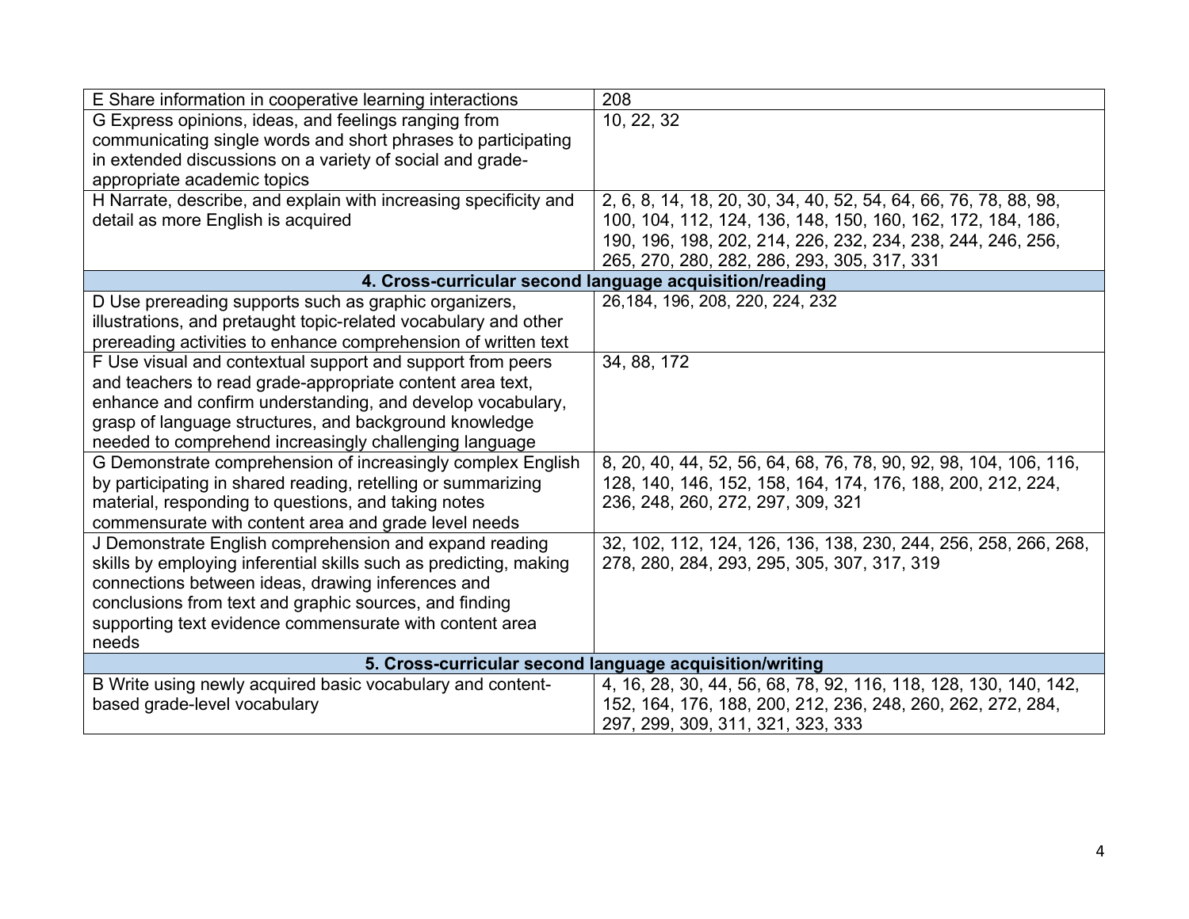| | |
|---|---|
| E Share information in cooperative learning interactions | 208 |
| G Express opinions, ideas, and feelings ranging from communicating single words and short phrases to participating in extended discussions on a variety of social and grade-appropriate academic topics | 10, 22, 32 |
| H Narrate, describe, and explain with increasing specificity and detail as more English is acquired | 2, 6, 8, 14, 18, 20, 30, 34, 40, 52, 54, 64, 66, 76, 78, 88, 98, 100, 104, 112, 124, 136, 148, 150, 160, 162, 172, 184, 186, 190, 196, 198, 202, 214, 226, 232, 234, 238, 244, 246, 256, 265, 270, 280, 282, 286, 293, 305, 317, 331 |
| **4. Cross-curricular second language acquisition/reading** | |
| D Use prereading supports such as graphic organizers, illustrations, and pretaught topic-related vocabulary and other prereading activities to enhance comprehension of written text | 26,184, 196, 208, 220, 224, 232 |
| F Use visual and contextual support and support from peers and teachers to read grade-appropriate content area text, enhance and confirm understanding, and develop vocabulary, grasp of language structures, and background knowledge needed to comprehend increasingly challenging language | 34, 88, 172 |
| G Demonstrate comprehension of increasingly complex English by participating in shared reading, retelling or summarizing material, responding to questions, and taking notes commensurate with content area and grade level needs | 8, 20, 40, 44, 52, 56, 64, 68, 76, 78, 90, 92, 98, 104, 106, 116, 128, 140, 146, 152, 158, 164, 174, 176, 188, 200, 212, 224, 236, 248, 260, 272, 297, 309, 321 |
| J Demonstrate English comprehension and expand reading skills by employing inferential skills such as predicting, making connections between ideas, drawing inferences and conclusions from text and graphic sources, and finding supporting text evidence commensurate with content area needs | 32, 102, 112, 124, 126, 136, 138, 230, 244, 256, 258, 266, 268, 278, 280, 284, 293, 295, 305, 307, 317, 319 |
| **5. Cross-curricular second language acquisition/writing** | |
| B Write using newly acquired basic vocabulary and content-based grade-level vocabulary | 4, 16, 28, 30, 44, 56, 68, 78, 92, 116, 118, 128, 130, 140, 142, 152, 164, 176, 188, 200, 212, 236, 248, 260, 262, 272, 284, 297, 299, 309, 311, 321, 323, 333 |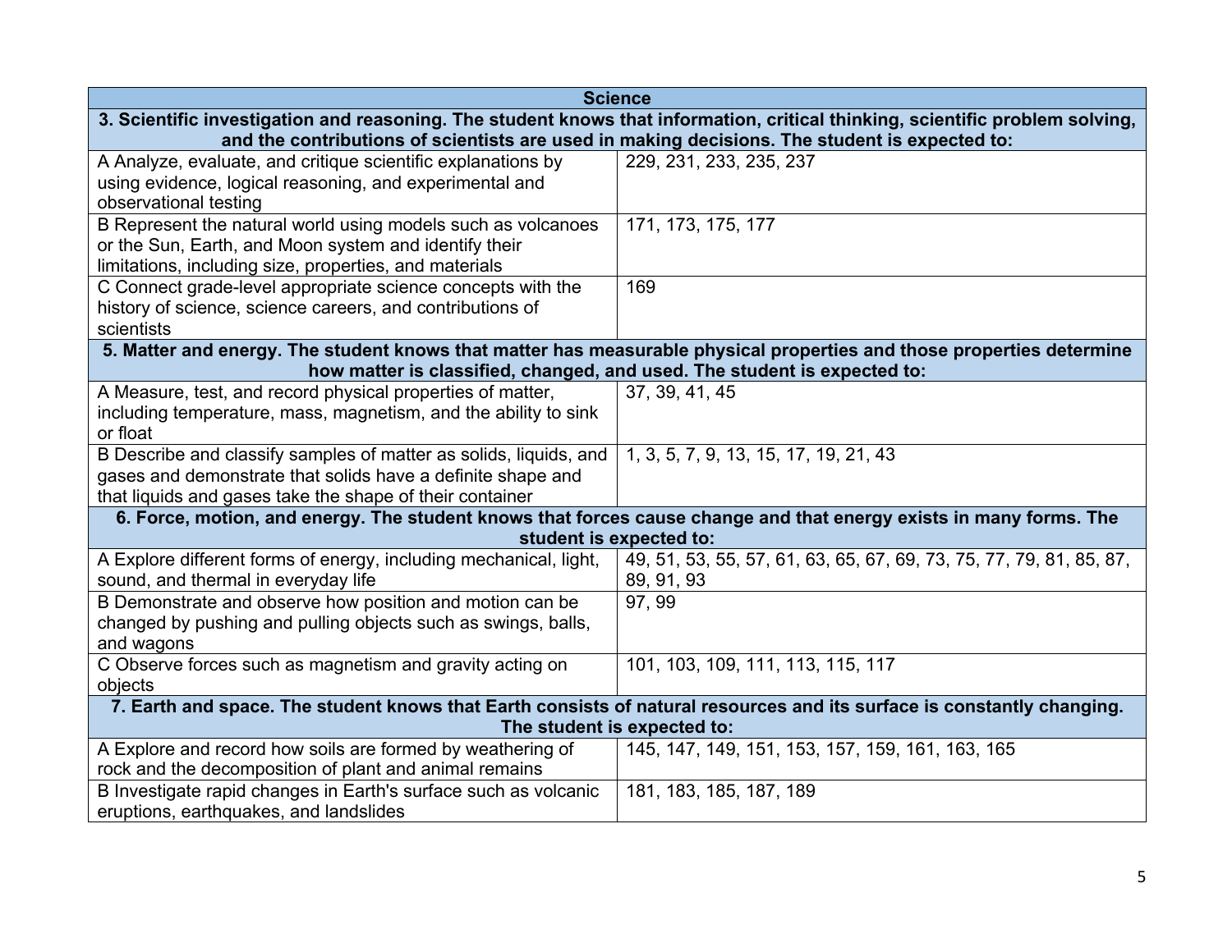| Science | |
|---|---|
| **3. Scientific investigation and reasoning. The student knows that information, critical thinking, scientific problem solving, and the contributions of scientists are used in making decisions. The student is expected to:** | |
| A Analyze, evaluate, and critique scientific explanations by using evidence, logical reasoning, and experimental and observational testing | 229, 231, 233, 235, 237 |
| B Represent the natural world using models such as volcanoes or the Sun, Earth, and Moon system and identify their limitations, including size, properties, and materials | 171, 173, 175, 177 |
| C Connect grade-level appropriate science concepts with the history of science, science careers, and contributions of scientists | 169 |
| **5. Matter and energy. The student knows that matter has measurable physical properties and those properties determine how matter is classified, changed, and used. The student is expected to:** | |
| A Measure, test, and record physical properties of matter, including temperature, mass, magnetism, and the ability to sink or float | 37, 39, 41, 45 |
| B Describe and classify samples of matter as solids, liquids, and gases and demonstrate that solids have a definite shape and that liquids and gases take the shape of their container | 1, 3, 5, 7, 9, 13, 15, 17, 19, 21, 43 |
| **6. Force, motion, and energy. The student knows that forces cause change and that energy exists in many forms. The student is expected to:** | |
| A Explore different forms of energy, including mechanical, light, sound, and thermal in everyday life | 49, 51, 53, 55, 57, 61, 63, 65, 67, 69, 73, 75, 77, 79, 81, 85, 87, 89, 91, 93 |
| B Demonstrate and observe how position and motion can be changed by pushing and pulling objects such as swings, balls, and wagons | 97, 99 |
| C Observe forces such as magnetism and gravity acting on objects | 101, 103, 109, 111, 113, 115, 117 |
| **7. Earth and space. The student knows that Earth consists of natural resources and its surface is constantly changing. The student is expected to:** | |
| A Explore and record how soils are formed by weathering of rock and the decomposition of plant and animal remains | 145, 147, 149, 151, 153, 157, 159, 161, 163, 165 |
| B Investigate rapid changes in Earth's surface such as volcanic eruptions, earthquakes, and landslides | 181, 183, 185, 187, 189 |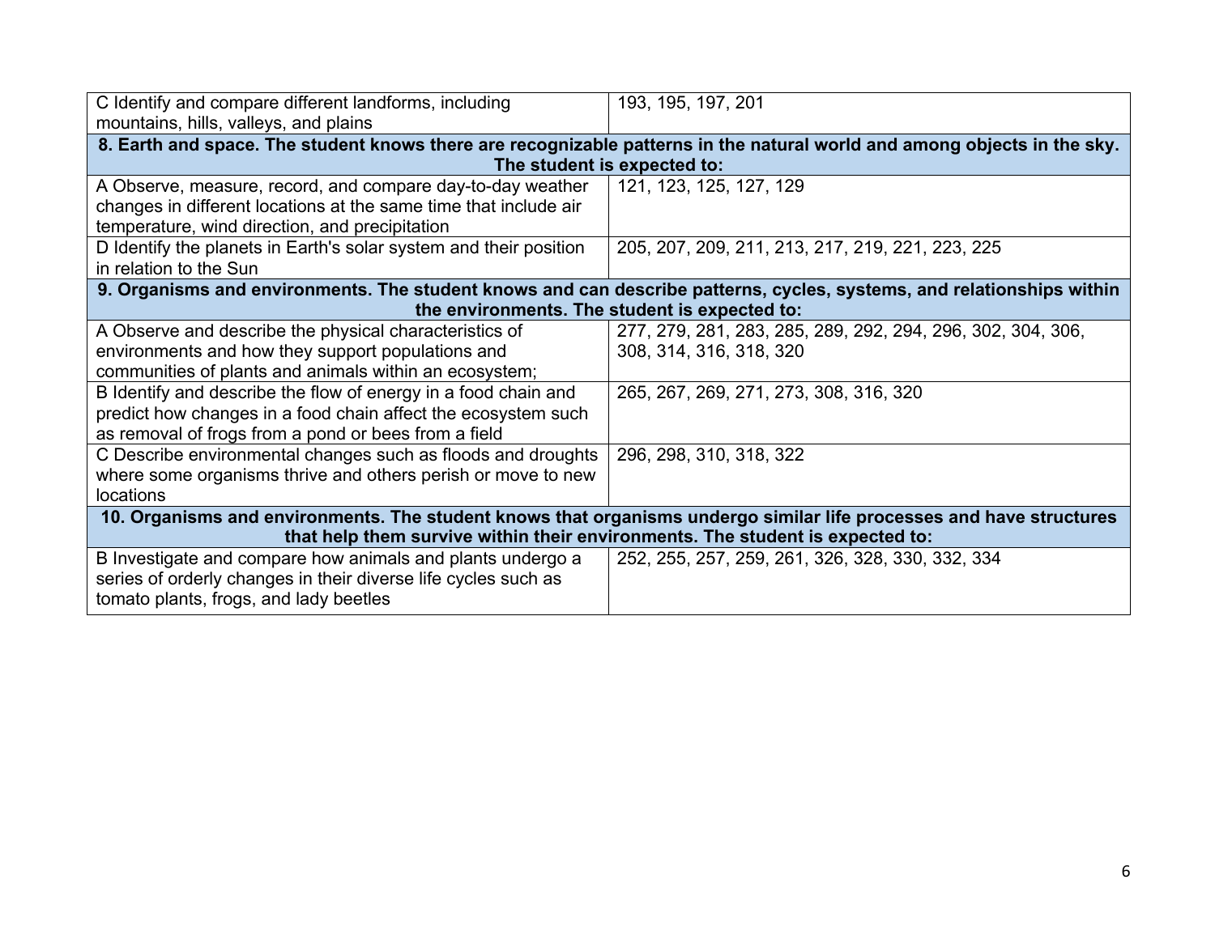| | |
|---|---|
| C Identify and compare different landforms, including mountains, hills, valleys, and plains | 193, 195, 197, 201 |
| **8. Earth and space. The student knows there are recognizable patterns in the natural world and among objects in the sky. The student is expected to:** | |
| A Observe, measure, record, and compare day-to-day weather changes in different locations at the same time that include air temperature, wind direction, and precipitation | 121, 123, 125, 127, 129 |
| D Identify the planets in Earth's solar system and their position in relation to the Sun | 205, 207, 209, 211, 213, 217, 219, 221, 223, 225 |
| **9. Organisms and environments. The student knows and can describe patterns, cycles, systems, and relationships within the environments. The student is expected to:** | |
| A Observe and describe the physical characteristics of environments and how they support populations and communities of plants and animals within an ecosystem; | 277, 279, 281, 283, 285, 289, 292, 294, 296, 302, 304, 306, 308, 314, 316, 318, 320 |
| B Identify and describe the flow of energy in a food chain and predict how changes in a food chain affect the ecosystem such as removal of frogs from a pond or bees from a field | 265, 267, 269, 271, 273, 308, 316, 320 |
| C Describe environmental changes such as floods and droughts where some organisms thrive and others perish or move to new locations | 296, 298, 310, 318, 322 |
| **10. Organisms and environments. The student knows that organisms undergo similar life processes and have structures that help them survive within their environments. The student is expected to:** | |
| B Investigate and compare how animals and plants undergo a series of orderly changes in their diverse life cycles such as tomato plants, frogs, and lady beetles | 252, 255, 257, 259, 261, 326, 328, 330, 332, 334 |